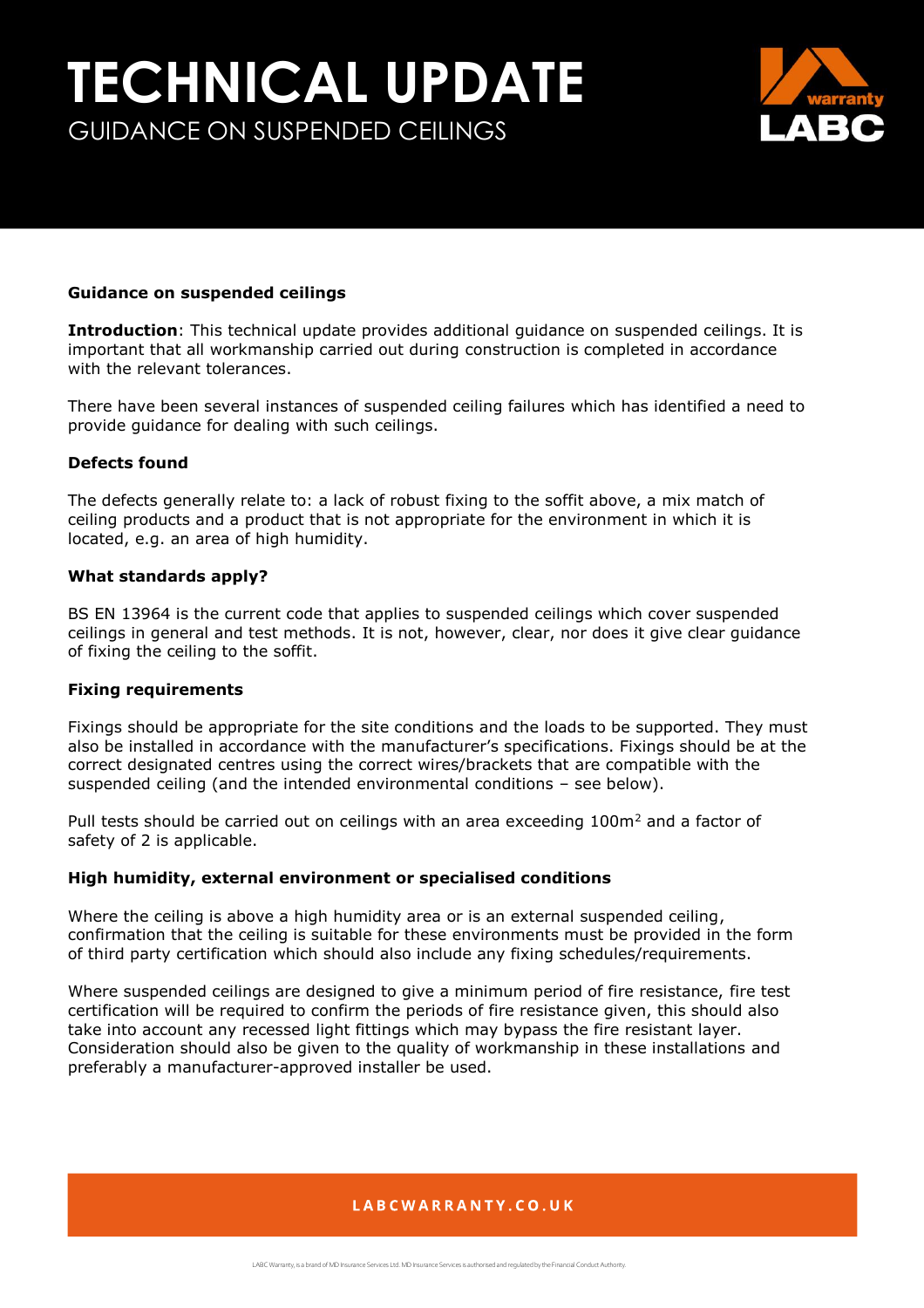# TECHNICAL UPDATE

## GUIDANCE ON SUSPENDED CEILINGS

**Guidance on suspended ceilings**

**Introduction**: This technical update provides additional guidance on suspended ceilings. It is important that all workmanship carried out during construction is completed in accordance with the relevant tolerances.

There have been several instances of suspended ceiling failures which has identified a need to provide guidance for dealing with such ceilings.

**Defects found**

The defects generally relate to: a lack of robust fixing to the soffit above, a mix match of ceiling products and a product that is not appropriate for the environment in which it is located, e.g. an area of high humidity.

**What standards apply?**

BS EN 13964 is the current code that applies to suspended ceilings which cover suspended ceilings in general and test methods. It is not, however, clear, nor does it give clear guidance of fixing the ceiling to the soffit.

**Fixing requirements**

Fixings should be appropriate for the site conditions and the loads to be supported. They must also be installed in accordance with the manufacturer's specifications. Fixings should be at the correct designated centres using the correct wires/brackets that are compatible with the suspended ceiling (and the intended environmental conditions – see below).

Pull tests should be carried out on ceilings with an area exceeding 100m$^2$ and a factor of safety of 2 is applicable.

**High humidity, external environment or specialised conditions**

Where the ceiling is above a high humidity area or is an external suspended ceiling, confirmation that the ceiling is suitable for these environments must be provided in the form of third party certification which should also include any fixing schedules/requirements.

Where suspended ceilings are designed to give a minimum period of fire resistance, fire test certification will be required to confirm the periods of fire resistance given, this should also take into account any recessed light fittings which may bypass the fire resistant layer. Consideration should also be given to the quality of workmanship in these installations and preferably a manufacturer-approved installer be used.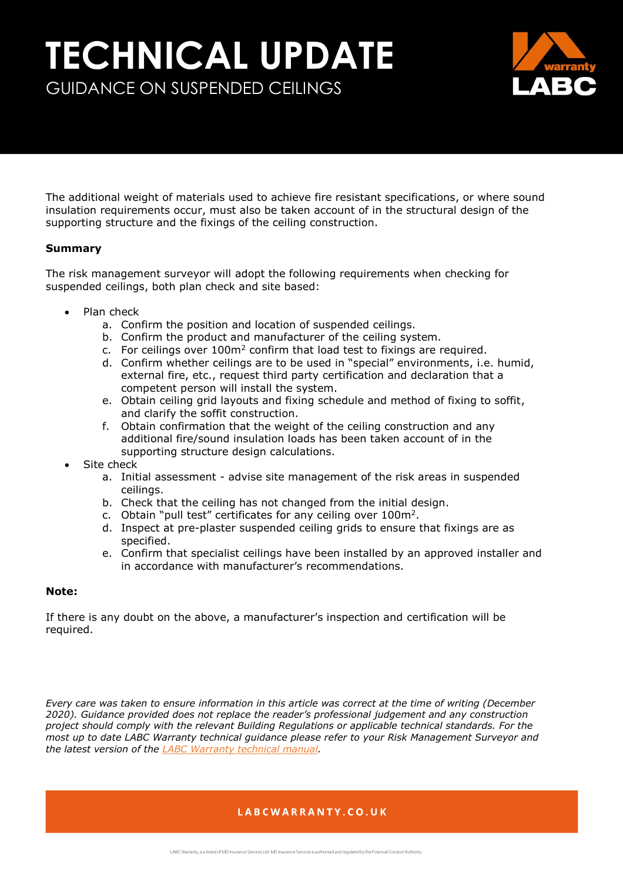# TECHNICAL UPDATE

GUIDANCE ON SUSPENDED CEILINGS

The additional weight of materials used to achieve fire resistant specifications, or where sound insulation requirements occur, must also be taken account of in the structural design of the supporting structure and the fixings of the ceiling construction.

**Summary**

The risk management surveyor will adopt the following requirements when checking for suspended ceilings, both plan check and site based:

- Plan check
  a. Confirm the position and location of suspended ceilings.
  b. Confirm the product and manufacturer of the ceiling system.
  c. For ceilings over 100m$^2$ confirm that load test to fixings are required.
  d. Confirm whether ceilings are to be used in "special" environments, i.e. humid, external fire, etc., request third party certification and declaration that a competent person will install the system.
  e. Obtain ceiling grid layouts and fixing schedule and method of fixing to soffit, and clarify the soffit construction.
  f. Obtain confirmation that the weight of the ceiling construction and any additional fire/sound insulation loads has been taken account of in the supporting structure design calculations.
- Site check
  a. Initial assessment - advise site management of the risk areas in suspended ceilings.
  b. Check that the ceiling has not changed from the initial design.
  c. Obtain "pull test" certificates for any ceiling over 100m$^2$.
  d. Inspect at pre-plaster suspended ceiling grids to ensure that fixings are as specified.
  e. Confirm that specialist ceilings have been installed by an approved installer and in accordance with manufacturer's recommendations.

**Note:**

If there is any doubt on the above, a manufacturer's inspection and certification will be required.

*Every care was taken to ensure information in this article was correct at the time of writing (December 2020). Guidance provided does not replace the reader's professional judgement and any construction project should comply with the relevant Building Regulations or applicable technical standards. For the most up to date LABC Warranty technical guidance please refer to your Risk Management Surveyor and the latest version of the LABC Warranty technical manual.*

LABCWARRANTY.CO.UK

LABC Warranty, is a brand of MD Insurance Services Ltd. MD Insurance Services is authorised and regulated by the Financial Conduct Authority.